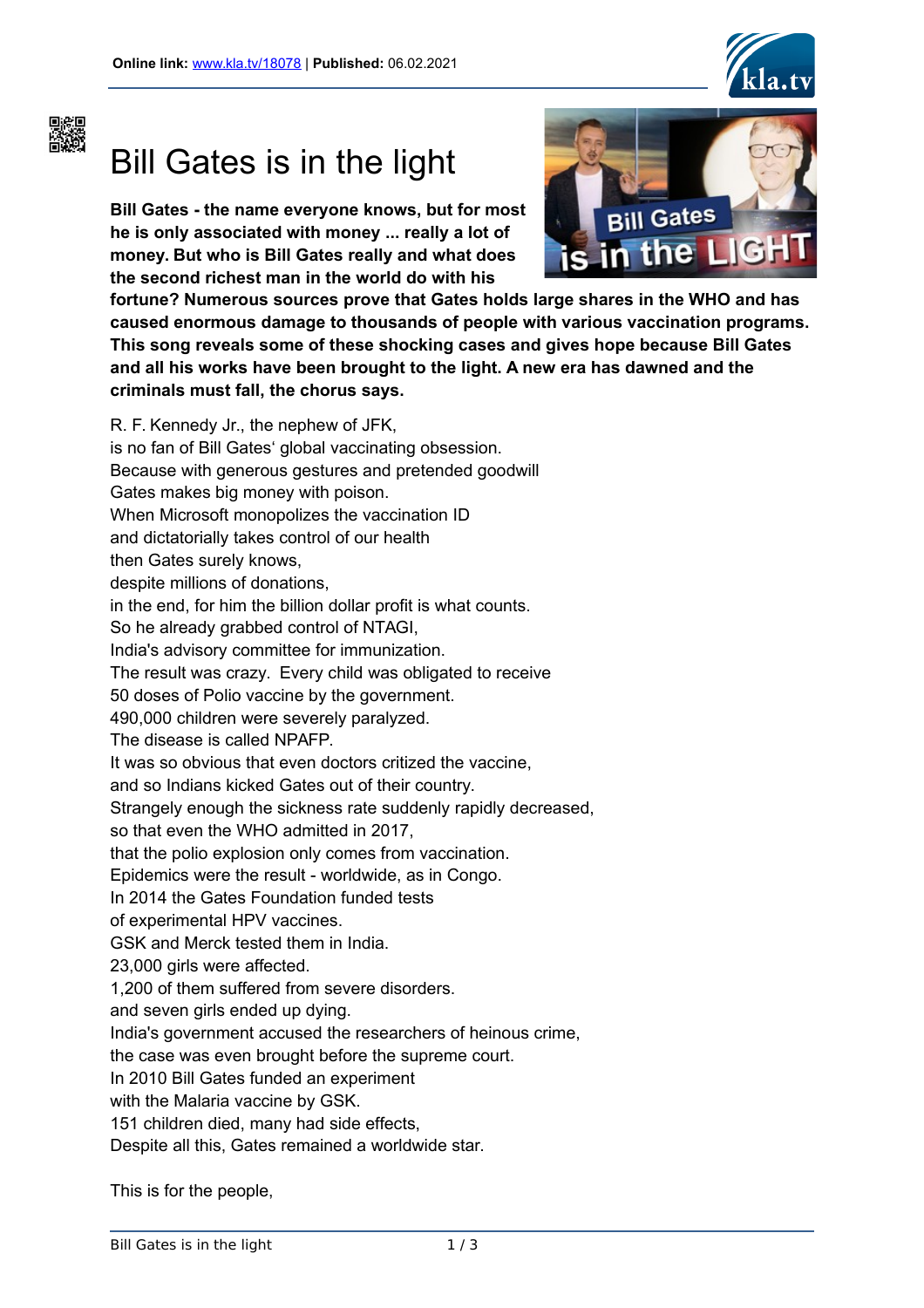**Online link:** www.kla.tv/18078 | **Published:** 06.02.2021

# Bill Gates is in the light

**Bill Gates - the name everyone knows, but for most he is only associated with money ... really a lot of money. But who is Bill Gates really and what does the second richest man in the world do with his fortune? Numerous sources prove that Gates holds large shares in the WHO and has caused enormous damage to thousands of people with various vaccination programs. This song reveals some of these shocking cases and gives hope because Bill Gates and all his works have been brought to the light. A new era has dawned and the criminals must fall, the chorus says.**

R. F. Kennedy Jr., the nephew of JFK,
is no fan of Bill Gates' global vaccinating obsession.
Because with generous gestures and pretended goodwill
Gates makes big money with poison.
When Microsoft monopolizes the vaccination ID
and dictatorially takes control of our health
then Gates surely knows,
despite millions of donations,
in the end, for him the billion dollar profit is what counts.
So he already grabbed control of NTAGI,
India's advisory committee for immunization.
The result was crazy. Every child was obligated to receive
50 doses of Polio vaccine by the government.
490,000 children were severely paralyzed.
The disease is called NPAFP.
It was so obvious that even doctors critized the vaccine,
and so Indians kicked Gates out of their country.
Strangely enough the sickness rate suddenly rapidly decreased,
so that even the WHO admitted in 2017,
that the polio explosion only comes from vaccination.
Epidemics were the result - worldwide, as in Congo.
In 2014 the Gates Foundation funded tests
of experimental HPV vaccines.
GSK and Merck tested them in India.
23,000 girls were affected.
1,200 of them suffered from severe disorders.
and seven girls ended up dying.
India's government accused the researchers of heinous crime,
the case was even brought before the supreme court.
In 2010 Bill Gates funded an experiment
with the Malaria vaccine by GSK.
151 children died, many had side effects,
Despite all this, Gates remained a worldwide star.

This is for the people,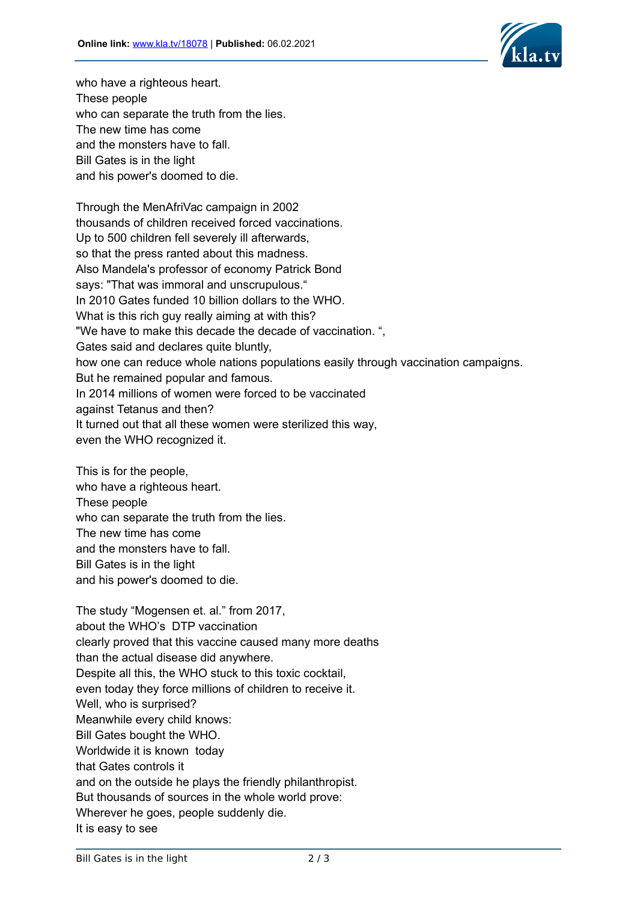who have a righteous heart.
These people
who can separate the truth from the lies.
The new time has come
and the monsters have to fall.
Bill Gates is in the light
and his power's doomed to die.

Through the MenAfriVac campaign in 2002
thousands of children received forced vaccinations.
Up to 500 children fell severely ill afterwards,
so that the press ranted about this madness.
Also Mandela's professor of economy Patrick Bond
says: "That was immoral and unscrupulous."
In 2010 Gates funded 10 billion dollars to the WHO.
What is this rich guy really aiming at with this?
"We have to make this decade the decade of vaccination. ",
Gates said and declares quite bluntly,
how one can reduce whole nations populations easily through vaccination campaigns.
But he remained popular and famous.
In 2014 millions of women were forced to be vaccinated
against Tetanus and then?
It turned out that all these women were sterilized this way,
even the WHO recognized it.

This is for the people,
who have a righteous heart.
These people
who can separate the truth from the lies.
The new time has come
and the monsters have to fall.
Bill Gates is in the light
and his power's doomed to die.

The study "Mogensen et. al." from 2017,
about the WHO's DTP vaccination
clearly proved that this vaccine caused many more deaths
than the actual disease did anywhere.
Despite all this, the WHO stuck to this toxic cocktail,
even today they force millions of children to receive it.
Well, who is surprised?
Meanwhile every child knows:
Bill Gates bought the WHO.
Worldwide it is known today
that Gates controls it
and on the outside he plays the friendly philanthropist.
But thousands of sources in the whole world prove:
Wherever he goes, people suddenly die.
It is easy to see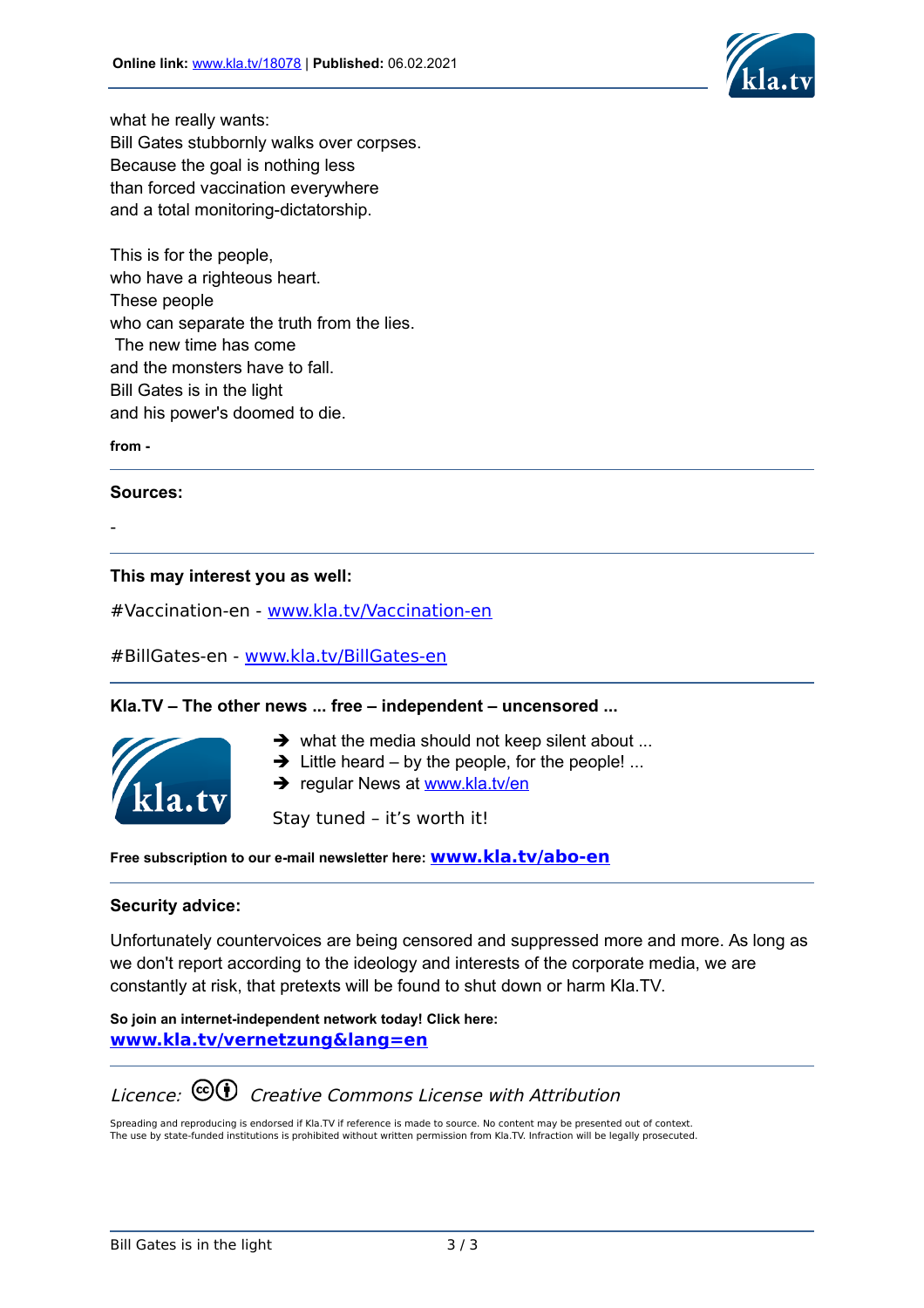what he really wants:
Bill Gates stubbornly walks over corpses.
Because the goal is nothing less
than forced vaccination everywhere
and a total monitoring-dictatorship.

This is for the people,
who have a righteous heart.
These people
who can separate the truth from the lies.
The new time has come
and the monsters have to fall.
Bill Gates is in the light
and his power's doomed to die.

**from -**

**Sources:**

-

**This may interest you as well:**

#Vaccination-en - www.kla.tv/Vaccination-en

#BillGates-en - www.kla.tv/BillGates-en

**Kla.TV – The other news ... free – independent – uncensored ...**

- ➔ what the media should not keep silent about ...
- ➔ Little heard – by the people, for the people! ...
- ➔ regular News at www.kla.tv/en

Stay tuned – it's worth it!

**Free subscription to our e-mail newsletter here: www.kla.tv/abo-en**

**Security advice:**

Unfortunately countervoices are being censored and suppressed more and more. As long as we don't report according to the ideology and interests of the corporate media, we are constantly at risk, that pretexts will be found to shut down or harm Kla.TV.

**So join an internet-independent network today! Click here:**
**www.kla.tv/vernetzung&lang=en**

*Licence:* *Creative Commons License with Attribution*

Spreading and reproducing is endorsed if Kla.TV if reference is made to source. No content may be presented out of context.
The use by state-funded institutions is prohibited without written permission from Kla.TV. Infraction will be legally prosecuted.